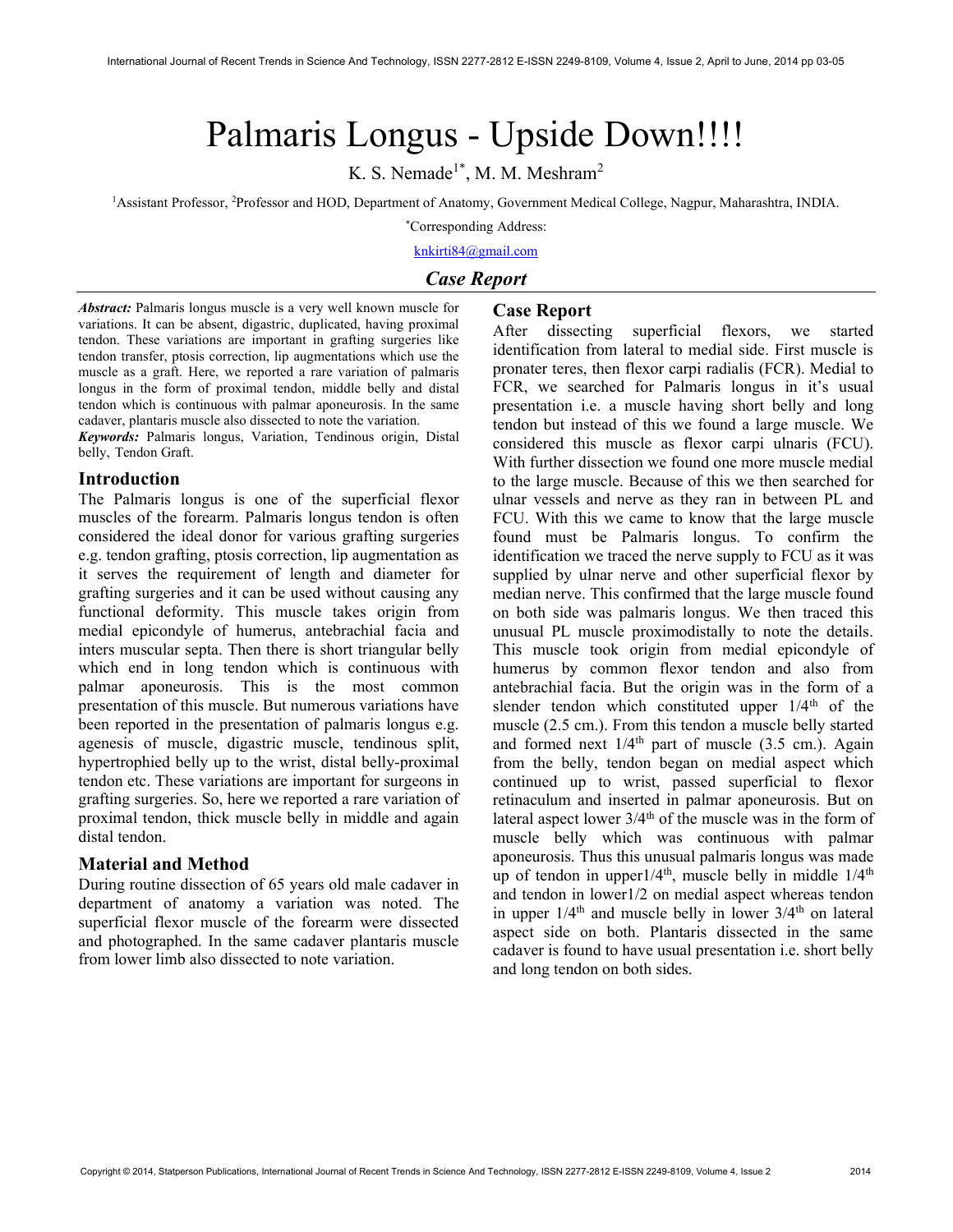# Palmaris Longus - Upside Down!!!!

K. S. Nemade[1*], M. M. Meshram[2]

[1]Assistant Professor, [2]Professor and HOD, Department of Anatomy, Government Medical College, Nagpur, Maharashtra, INDIA.

[*]Corresponding Address:

knkirti84@gmail.com

## *Case Report*

***Abstract:*** Palmaris longus muscle is a very well known muscle for variations. It can be absent, digastric, duplicated, having proximal tendon. These variations are important in grafting surgeries like tendon transfer, ptosis correction, lip augmentations which use the muscle as a graft. Here, we reported a rare variation of palmaris longus in the form of proximal tendon, middle belly and distal tendon which is continuous with palmar aponeurosis. In the same cadaver, plantaris muscle also dissected to note the variation.

***Keywords:*** Palmaris longus, Variation, Tendinous origin, Distal belly, Tendon Graft.

## Introduction

The Palmaris longus is one of the superficial flexor muscles of the forearm. Palmaris longus tendon is often considered the ideal donor for various grafting surgeries e.g. tendon grafting, ptosis correction, lip augmentation as it serves the requirement of length and diameter for grafting surgeries and it can be used without causing any functional deformity. This muscle takes origin from medial epicondyle of humerus, antebrachial facia and inters muscular septa. Then there is short triangular belly which end in long tendon which is continuous with palmar aponeurosis. This is the most common presentation of this muscle. But numerous variations have been reported in the presentation of palmaris longus e.g. agenesis of muscle, digastric muscle, tendinous split, hypertrophied belly up to the wrist, distal belly-proximal tendon etc. These variations are important for surgeons in grafting surgeries. So, here we reported a rare variation of proximal tendon, thick muscle belly in middle and again distal tendon.

## Material and Method

During routine dissection of 65 years old male cadaver in department of anatomy a variation was noted. The superficial flexor muscle of the forearm were dissected and photographed. In the same cadaver plantaris muscle from lower limb also dissected to note variation.

## Case Report

After dissecting superficial flexors, we started identification from lateral to medial side. First muscle is pronater teres, then flexor carpi radialis (FCR). Medial to FCR, we searched for Palmaris longus in it's usual presentation i.e. a muscle having short belly and long tendon but instead of this we found a large muscle. We considered this muscle as flexor carpi ulnaris (FCU). With further dissection we found one more muscle medial to the large muscle. Because of this we then searched for ulnar vessels and nerve as they ran in between PL and FCU. With this we came to know that the large muscle found must be Palmaris longus. To confirm the identification we traced the nerve supply to FCU as it was supplied by ulnar nerve and other superficial flexor by median nerve. This confirmed that the large muscle found on both side was palmaris longus. We then traced this unusual PL muscle proximodistally to note the details. This muscle took origin from medial epicondyle of humerus by common flexor tendon and also from antebrachial facia. But the origin was in the form of a slender tendon which constituted upper 1/4$^{th}$ of the muscle (2.5 cm.). From this tendon a muscle belly started and formed next 1/4$^{th}$ part of muscle (3.5 cm.). Again from the belly, tendon began on medial aspect which continued up to wrist, passed superficial to flexor retinaculum and inserted in palmar aponeurosis. But on lateral aspect lower 3/4$^{th}$ of the muscle was in the form of muscle belly which was continuous with palmar aponeurosis. Thus this unusual palmaris longus was made up of tendon in upper1/4$^{th}$, muscle belly in middle 1/4$^{th}$ and tendon in lower1/2 on medial aspect whereas tendon in upper 1/4$^{th}$ and muscle belly in lower 3/4$^{th}$ on lateral aspect side on both. Plantaris dissected in the same cadaver is found to have usual presentation i.e. short belly and long tendon on both sides.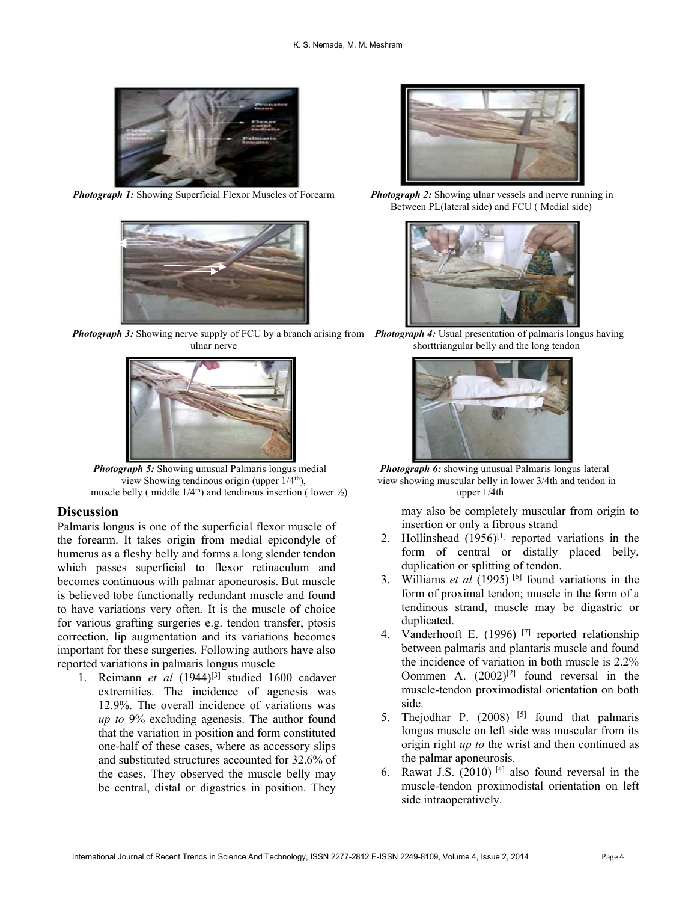*Photograph 1:* Showing Superficial Flexor Muscles of Forearm

*Photograph 2:* Showing ulnar vessels and nerve running in Between PL(lateral side) and FCU ( Medial side)

*Photograph 3:* Showing nerve supply of FCU by a branch arising from ulnar nerve

*Photograph 4:* Usual presentation of palmaris longus having shorttriangular belly and the long tendon

*Photograph 5:* Showing unusual Palmaris longus medial view Showing tendinous origin (upper 1/4th), muscle belly ( middle 1/4th) and tendinous insertion ( lower ½)

*Photograph 6:* showing unusual Palmaris longus lateral view showing muscular belly in lower 3/4th and tendon in upper 1/4th

## Discussion

Palmaris longus is one of the superficial flexor muscle of the forearm. It takes origin from medial epicondyle of humerus as a fleshy belly and forms a long slender tendon which passes superficial to flexor retinaculum and becomes continuous with palmar aponeurosis. But muscle is believed tobe functionally redundant muscle and found to have variations very often. It is the muscle of choice for various grafting surgeries e.g. tendon transfer, ptosis correction, lip augmentation and its variations becomes important for these surgeries. Following authors have also reported variations in palmaris longus muscle

1. Reimann *et al* (1944)[3] studied 1600 cadaver extremities. The incidence of agenesis was 12.9%. The overall incidence of variations was *up to* 9% excluding agenesis. The author found that the variation in position and form constituted one-half of these cases, where as accessory slips and substituted structures accounted for 32.6% of the cases. They observed the muscle belly may be central, distal or digastrics in position. They may also be completely muscular from origin to insertion or only a fibrous strand
2. Hollinshead (1956)[1] reported variations in the form of central or distally placed belly, duplication or splitting of tendon.
3. Williams *et al* (1995) [6] found variations in the form of proximal tendon; muscle in the form of a tendinous strand, muscle may be digastric or duplicated.
4. Vanderhooft E. (1996) [7] reported relationship between palmaris and plantaris muscle and found the incidence of variation in both muscle is 2.2% Oommen A. (2002)[2] found reversal in the muscle-tendon proximodistal orientation on both side.
5. Thejodhar P. (2008) [5] found that palmaris longus muscle on left side was muscular from its origin right *up to* the wrist and then continued as the palmar aponeurosis.
6. Rawat J.S. (2010) [4] also found reversal in the muscle-tendon proximodistal orientation on left side intraoperatively.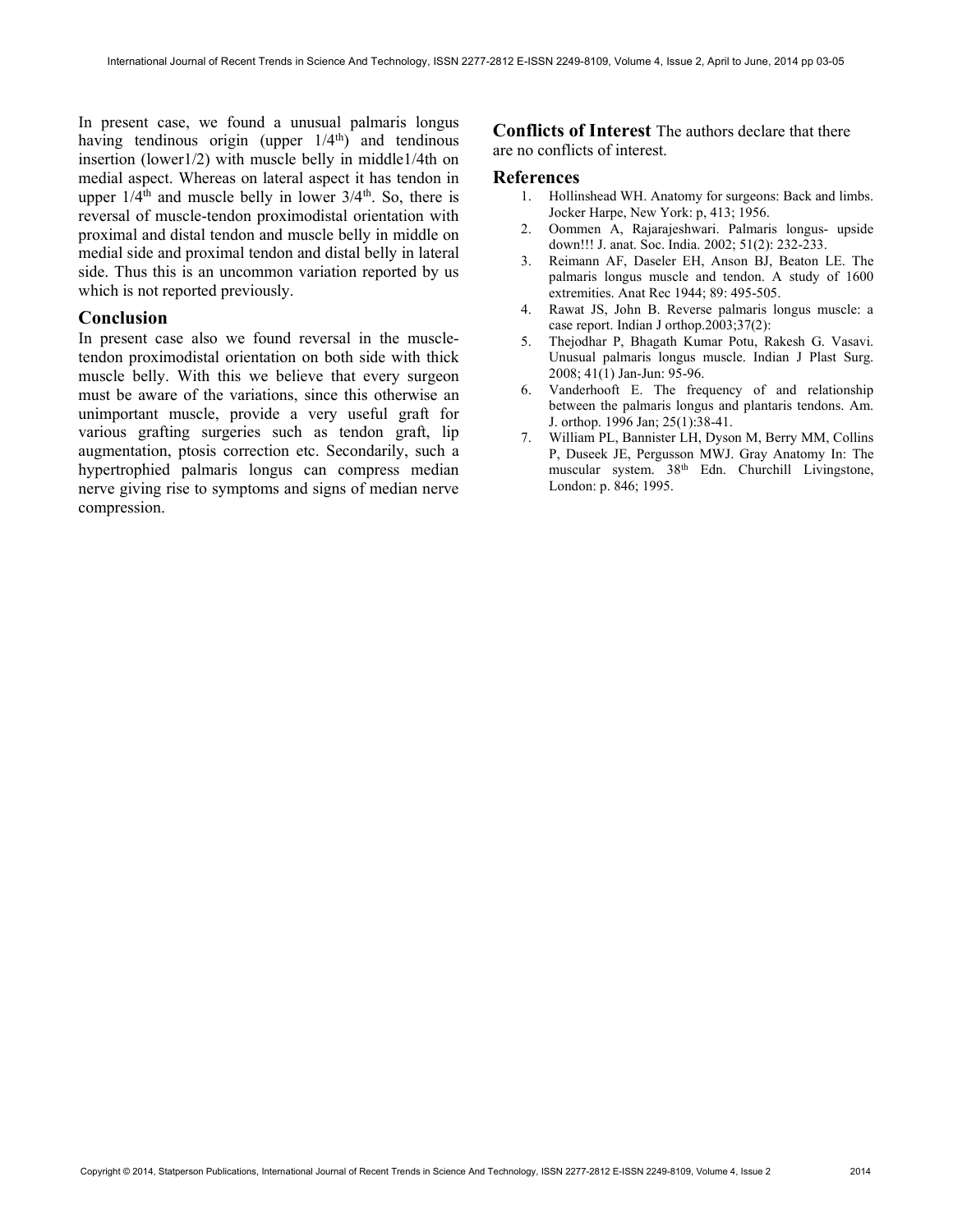In present case, we found a unusual palmaris longus having tendinous origin (upper $1/4^{th}$) and tendinous insertion (lower1/2) with muscle belly in middle1/4th on medial aspect. Whereas on lateral aspect it has tendon in upper $1/4^{th}$ and muscle belly in lower $3/4^{th}$. So, there is reversal of muscle-tendon proximodistal orientation with proximal and distal tendon and muscle belly in middle on medial side and proximal tendon and distal belly in lateral side. Thus this is an uncommon variation reported by us which is not reported previously.

## Conclusion

In present case also we found reversal in the muscle-tendon proximodistal orientation on both side with thick muscle belly. With this we believe that every surgeon must be aware of the variations, since this otherwise an unimportant muscle, provide a very useful graft for various grafting surgeries such as tendon graft, lip augmentation, ptosis correction etc. Secondarily, such a hypertrophied palmaris longus can compress median nerve giving rise to symptoms and signs of median nerve compression.

**Conflicts of Interest** The authors declare that there are no conflicts of interest.

## References

1. Hollinshead WH. Anatomy for surgeons: Back and limbs. Jocker Harpe, New York: p, 413; 1956.
2. Oommen A, Rajarajeshwari. Palmaris longus- upside down!!! J. anat. Soc. India. 2002; 51(2): 232-233.
3. Reimann AF, Daseler EH, Anson BJ, Beaton LE. The palmaris longus muscle and tendon. A study of 1600 extremities. Anat Rec 1944; 89: 495-505.
4. Rawat JS, John B. Reverse palmaris longus muscle: a case report. Indian J orthop.2003;37(2):
5. Thejodhar P, Bhagath Kumar Potu, Rakesh G. Vasavi. Unusual palmaris longus muscle. Indian J Plast Surg. 2008; 41(1) Jan-Jun: 95-96.
6. Vanderhooft E. The frequency of and relationship between the palmaris longus and plantaris tendons. Am. J. orthop. 1996 Jan; 25(1):38-41.
7. William PL, Bannister LH, Dyson M, Berry MM, Collins P, Duseek JE, Pergusson MWJ. Gray Anatomy In: The muscular system. 38th Edn. Churchill Livingstone, London: p. 846; 1995.